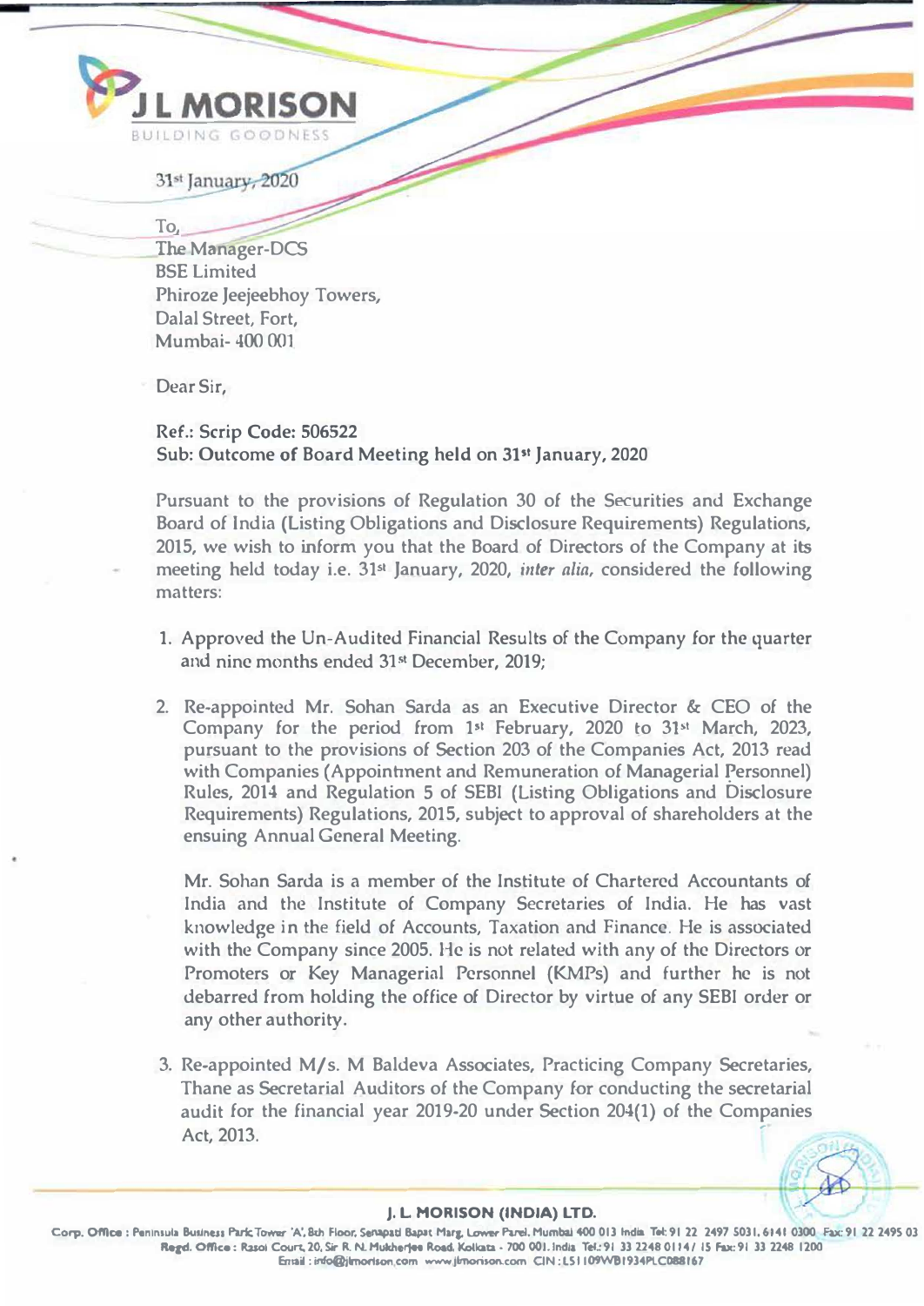**J L MORISON**
BUILDING GOODNESS

31st January, 2020

To,
The Manager-DCS
BSE Limited
Phiroze Jeejeebhoy Towers,
Dalal Street, Fort,
Mumbai- 400 001

Dear Sir,

**Ref.: Scrip Code: 506522**
**Sub: Outcome of Board Meeting held on 31st January, 2020**

Pursuant to the provisions of Regulation 30 of the Securities and Exchange Board of India (Listing Obligations and Disclosure Requirements) Regulations, 2015, we wish to inform you that the Board of Directors of the Company at its meeting held today i.e. 31st January, 2020, *inter alia*, considered the following matters:

1. Approved the Un-Audited Financial Results of the Company for the quarter and nine months ended 31st December, 2019;

2. Re-appointed Mr. Sohan Sarda as an Executive Director & CEO of the Company for the period from 1st February, 2020 to 31st March, 2023, pursuant to the provisions of Section 203 of the Companies Act, 2013 read with Companies (Appointment and Remuneration of Managerial Personnel) Rules, 2014 and Regulation 5 of SEBI (Listing Obligations and Disclosure Requirements) Regulations, 2015, subject to approval of shareholders at the ensuing Annual General Meeting.

   Mr. Sohan Sarda is a member of the Institute of Chartered Accountants of India and the Institute of Company Secretaries of India. He has vast knowledge in the field of Accounts, Taxation and Finance. He is associated with the Company since 2005. He is not related with any of the Directors or Promoters or Key Managerial Personnel (KMPs) and further he is not debarred from holding the office of Director by virtue of any SEBI order or any other authority.

3. Re-appointed M/s. M Baldeva Associates, Practicing Company Secretaries, Thane as Secretarial Auditors of the Company for conducting the secretarial audit for the financial year 2019-20 under Section 204(1) of the Companies Act, 2013.

**J. L. MORISON (INDIA) LTD.**
Corp. Office : Peninsula Business Park Tower 'A', 8th Floor, Senapati Bapat Marg, Lower Parel, Mumbai 400 013 India Tel: 91 22 2497 5031, 6141 0300 Fax: 91 22 2495 03
Regd. Office : Rasoi Court, 20, Sir R. N. Mukherjee Road, Kolkata - 700 001. India Tel.: 91 33 2248 0114 / 15 Fax: 91 33 2248 1200
Email : info@jlmorison.com www.jlmorison.com CIN : L51109WB1934PLC088167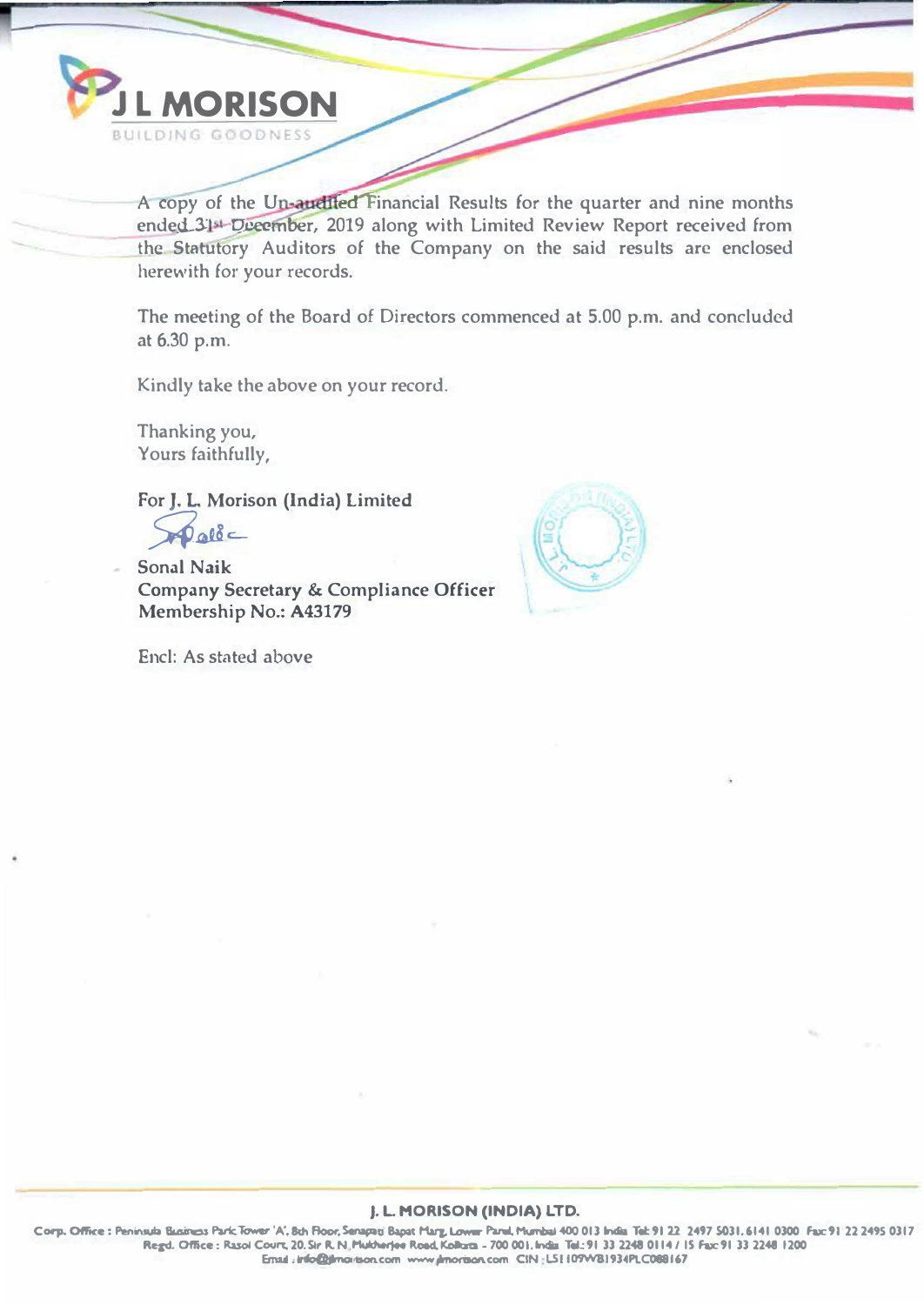A copy of the Un-audited Financial Results for the quarter and nine months ended 31st December, 2019 along with Limited Review Report received from the Statutory Auditors of the Company on the said results are enclosed herewith for your records.

The meeting of the Board of Directors commenced at 5.00 p.m. and concluded at 6.30 p.m.

Kindly take the above on your record.

Thanking you,
Yours faithfully,

**For J. L. Morison (India) Limited**

**Sonal Naik**
**Company Secretary & Compliance Officer**
**Membership No.: A43179**

Encl: As stated above

**J. L. MORISON (INDIA) LTD.**

Corp. Office : Peninsula Business Park Tower 'A', 8th Floor, Senapati Bapat Marg, Lower Parel, Mumbai 400 013 India Tel: 91 22 2497 5031, 6141 0300 Fax: 91 22 2495 0317
Regd. Office : Rasoi Court, 20, Sir R. N. Mukherjee Road, Kolkata - 700 001, India Tel.: 91 33 2248 0114 / 15 Fax: 91 33 2248 1200
Email : info@jlmorison.com www.jlmorison.com CIN : L51109WB1934PLC088167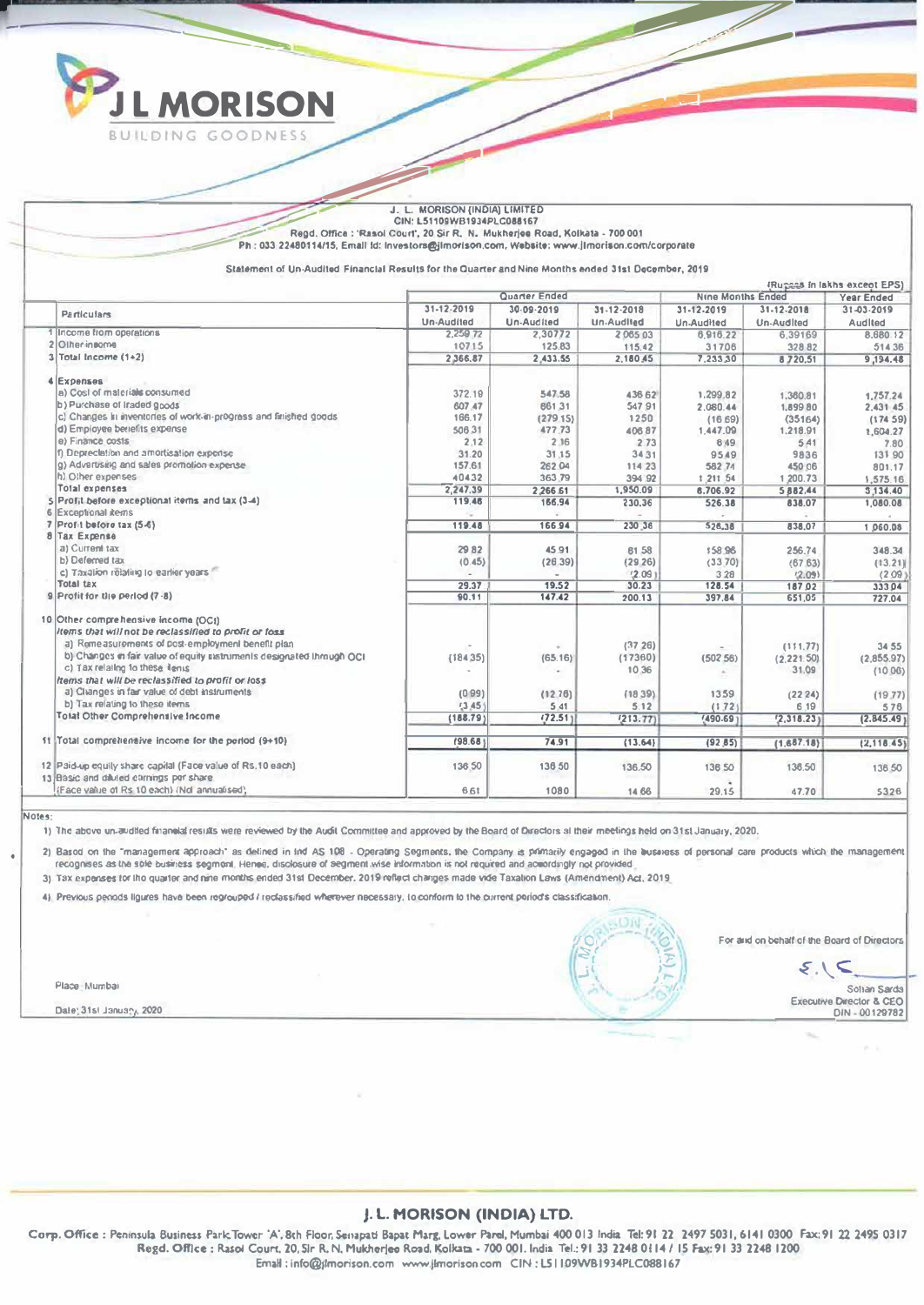# J L MORISON

BUILDING GOODNESS

**J. L. MORISON (INDIA) LIMITED**
CIN: L51109WB1934PLC088167
Regd. Office : 'Rasoi Court', 20 Sir R. N. Mukherjee Road, Kolkata - 700 001
Ph : 033 22480114/15, Email Id: investors@jlmorison.com, Website: www.jlmorison.com/corporate

**Statement of Un-Audited Financial Results for the Quarter and Nine Months ended 31st December, 2019**

(Rupees in lakhs except EPS)

| | Particulars | Quarter Ended | | | Nine Months Ended | | Year Ended |
|---|---|---|---|---|---|---|---|
| | | 31-12-2019 | 30-09-2019 | 31-12-2018 | 31-12-2019 | 31-12-2018 | 31-03-2019 |
| | | Un-Audited | Un-Audited | Un-Audited | Un-Audited | Un-Audited | Audited |
| 1 | Income from operations | 2,259.72 | 2,307.72 | 2,065.03 | 6,916.22 | 6,391.69 | 8,680.12 |
| 2 | Other income | 107.15 | 125.83 | 115.42 | 317.08 | 328.82 | 514.36 |
| 3 | Total Income (1+2) | 2,366.87 | 2,433.55 | 2,180.45 | 7,233.30 | 6,720.51 | 9,194.48 |
| 4 | Expenses | | | | | | |
| | a) Cost of materials consumed | 372.19 | 547.58 | 436.62 | 1,299.82 | 1,360.81 | 1,757.24 |
| | b) Purchase of traded goods | 607.47 | 661.31 | 547.91 | 2,080.44 | 1,899.80 | 2,431.45 |
| | c) Changes in inventories of work-in-progress and finished goods | 166.17 | (279.15) | 12.50 | (16.69) | (351.64) | (174.59) |
| | d) Employee benefits expense | 506.31 | 477.73 | 406.87 | 1,447.09 | 1,218.91 | 1,604.27 |
| | e) Finance costs | 2.12 | 2.16 | 2.73 | 6.49 | 5.41 | 7.80 |
| | f) Depreciation and amortisation expense | 31.20 | 31.15 | 34.31 | 95.49 | 98.36 | 131.90 |
| | g) Advertising and sales promotion expense | 157.61 | 262.04 | 114.23 | 582.74 | 450.06 | 801.17 |
| | h) Other expenses | 404.32 | 363.79 | 394.92 | 1,211.54 | 1,200.73 | 1,575.16 |
| | Total expenses | 2,247.39 | 2,266.61 | 1,950.09 | 6,706.92 | 5,882.44 | 8,134.40 |
| 5 | Profit before exceptional items and tax (3-4) | 119.48 | 166.94 | 230.36 | 526.38 | 838.07 | 1,060.08 |
| 6 | Exceptional items | - | - | - | - | - | - |
| 7 | Profit before tax (5-6) | 119.48 | 166.94 | 230.36 | 526.38 | 838.07 | 1,060.08 |
| 8 | Tax Expense | | | | | | |
| | a) Current tax | 29.82 | 45.91 | 61.58 | 158.96 | 256.74 | 348.34 |
| | b) Deferred tax | (0.45) | (26.39) | (29.26) | (33.70) | (67.63) | (13.21) |
| | c) Taxation relating to earlier years | - | - | (2.09) | 3.28 | (2.09) | (2.09) |
| | Total tax | 29.37 | 19.52 | 30.23 | 128.54 | 187.02 | 333.04 |
| 9 | Profit for the period (7-8) | 90.11 | 147.42 | 200.13 | 397.84 | 651.05 | 727.04 |
| 10 | Other comprehensive income (OCI) | | | | | | |
| | *Items that will not be reclassified to profit or loss* | | | | | | |
| | a) Remeasurements of post-employment benefit plan | - | - | (37.26) | - | (111.77) | 34.55 |
| | b) Changes in fair value of equity instruments designated through OCI | (184.35) | (65.16) | (173.60) | (502.58) | (2,221.50) | (2,855.97) |
| | c) Tax relating to these items | - | - | 10.36 | - | 31.09 | (10.06) |
| | *Items that will be reclassified to profit or loss* | | | | | | |
| | a) Changes in fair value of debt instruments | (0.99) | (12.76) | (18.39) | 13.59 | (22.24) | (19.77) |
| | b) Tax relating to these items | (3.45) | 5.41 | 5.12 | (1.72) | 6.19 | 5.76 |
| | Total Other Comprehensive Income | (188.79) | (72.51) | (213.77) | (490.69) | (2,318.23) | (2,845.49) |
| 11 | Total comprehensive income for the period (9+10) | (98.68) | 74.91 | (13.64) | (92.85) | (1,667.18) | (2,118.45) |
| 12 | Paid-up equity share capital (Face value of Rs.10 each) | 136.50 | 136.50 | 136.50 | 136.50 | 136.50 | 136.50 |
| 13 | Basic and diluted earnings per share (Face value of Rs.10 each) (Not annualised) | 6.61 | 10.80 | 14.66 | 29.15 | 47.70 | 53.26 |

Notes:

1) The above un-audited financial results were reviewed by the Audit Committee and approved by the Board of Directors at their meetings held on 31st January, 2020.

2) Based on the "management approach" as defined in Ind AS 108 - Operating Segments, the Company is primarily engaged in the business of personal care products which the management recognises as the sole business segment. Hence, disclosure of segment wise information is not required and accordingly not provided.

3) Tax expenses for the quarter and nine months ended 31st December, 2019 reflect changes made vide Taxation Laws (Amendment) Act, 2019.

4) Previous periods figures have been regrouped / reclassified wherever necessary, to conform to the current period's classification.

For and on behalf of the Board of Directors

Place: Mumbai

Date: 31st January, 2020

Sohan Sarda
Executive Director & CEO
DIN - 00129782

**J. L. MORISON (INDIA) LTD.**
Corp. Office : Peninsula Business Park, Tower 'A', 8th Floor, Senapati Bapat Marg, Lower Parel, Mumbai 400 013 India Tel: 91 22 2497 5031, 6141 0300 Fax: 91 22 2495 0317
Regd. Office : Rasoi Court, 20, Sir R. N. Mukherjee Road, Kolkata - 700 001. India Tel.: 91 33 2248 0114 / 15 Fax: 91 33 2248 1200
Email : info@jlmorison.com www.jlmorison.com CIN : L51109WB1934PLC088167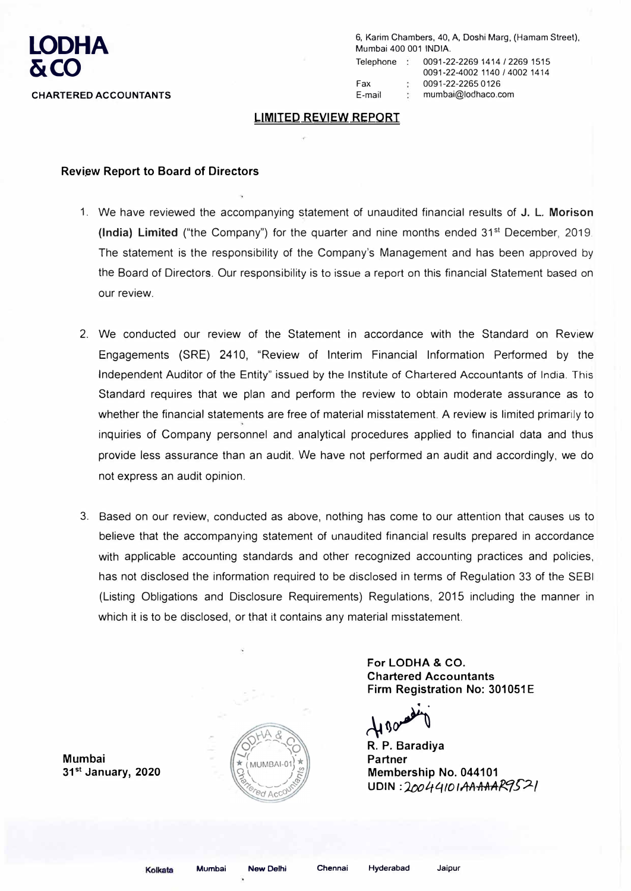**LODHA & CO**

**CHARTERED ACCOUNTANTS**

6, Karim Chambers, 40, A, Doshi Marg, (Hamam Street), Mumbai 400 001 INDIA.
Telephone : 0091-22-2269 1414 / 2269 1515
0091-22-4002 1140 / 4002 1414
Fax : 0091-22-2265 0126
E-mail : mumbai@lodhaco.com

## LIMITED REVIEW REPORT

### Review Report to Board of Directors

1. We have reviewed the accompanying statement of unaudited financial results of **J. L. Morison (India) Limited** ("the Company") for the quarter and nine months ended 31st December, 2019. The statement is the responsibility of the Company's Management and has been approved by the Board of Directors. Our responsibility is to issue a report on this financial Statement based on our review.

2. We conducted our review of the Statement in accordance with the Standard on Review Engagements (SRE) 2410, "Review of Interim Financial Information Performed by the Independent Auditor of the Entity" issued by the Institute of Chartered Accountants of India. This Standard requires that we plan and perform the review to obtain moderate assurance as to whether the financial statements are free of material misstatement. A review is limited primarily to inquiries of Company personnel and analytical procedures applied to financial data and thus provide less assurance than an audit. We have not performed an audit and accordingly, we do not express an audit opinion.

3. Based on our review, conducted as above, nothing has come to our attention that causes us to believe that the accompanying statement of unaudited financial results prepared in accordance with applicable accounting standards and other recognized accounting practices and policies, has not disclosed the information required to be disclosed in terms of Regulation 33 of the SEBI (Listing Obligations and Disclosure Requirements) Regulations, 2015 including the manner in which it is to be disclosed, or that it contains any material misstatement.

**For LODHA & CO.**
**Chartered Accountants**
**Firm Registration No: 301051E**

**R. P. Baradiya**
**Partner**
**Membership No. 044101**
**UDIN : 20044101AAAAAR9521**

**Mumbai**
**31st January, 2020**

Kolkata Mumbai New Delhi Chennai Hyderabad Jaipur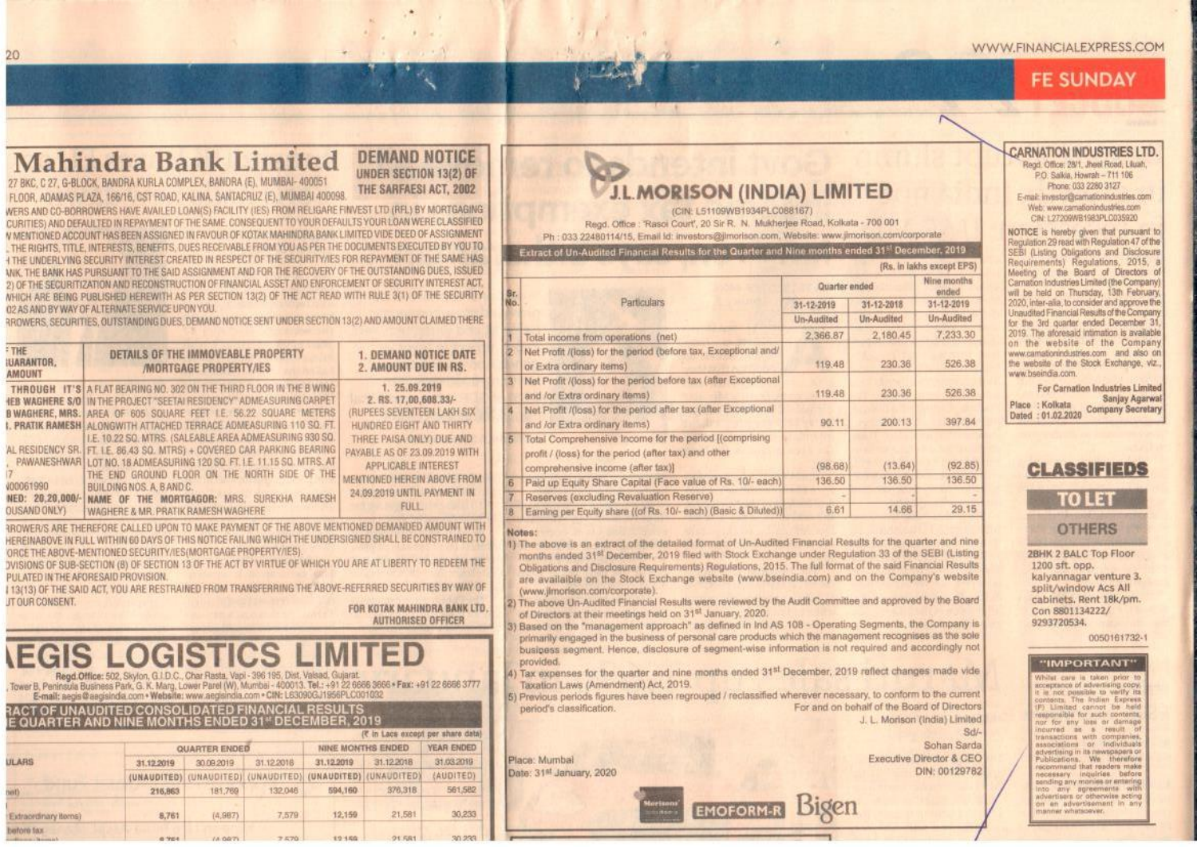# Mahindra Bank Limited

## DEMAND NOTICE UNDER SECTION 13(2) OF THE SARFAESI ACT, 2002

27 BKC, C 27, G-BLOCK, BANDRA KURLA COMPLEX, BANDRA (E), MUMBAI- 400051
FLOOR, ADAMAS PLAZA, 166/16, CST ROAD, KALINA, SANTACRUZ (E), MUMBAI 400098.

WERS AND CO-BORROWERS HAVE AVAILED LOAN(S) FACILITY (IES) FROM RELIGARE FINVEST LTD (RFL) BY MORTGAGING CURITIES) AND DEFAULTED IN REPAYMENT OF THE SAME. CONSEQUENT TO YOUR DEFAULTS YOUR LOAN WERE CLASSIFIED V MENTIONED ACCOUNT HAS BEEN ASSIGNED IN FAVOUR OF KOTAK MAHINDRA BANK LIMITED VIDE DEED OF ASSIGNMENT THE RIGHTS, TITLE, INTERESTS, BENEFITS, DUES RECEIVABLE FROM YOU AS PER THE DOCUMENTS EXECUTED BY YOU TO THE UNDERLYING SECURITY INTEREST CREATED IN RESPECT OF THE SECURITY/IES FOR REPAYMENT OF THE SAME HAS ANK, THE BANK HAS PURSUANT TO THE SAID ASSIGNMENT AND FOR THE RECOVERY OF THE OUTSTANDING DUES, ISSUED 2) OF THE SECURITIZATION AND RECONSTRUCTION OF FINANCIAL ASSET AND ENFORCEMENT OF SECURITY INTEREST ACT, WHICH ARE BEING PUBLISHED HEREWITH AS PER SECTION 13(2) OF THE ACT READ WITH RULE 3(1) OF THE SECURITY 02 AS AND BY WAY OF ALTERNATE SERVICE UPON YOU.

RROWERS, SECURITIES, OUTSTANDING DUES, DEMAND NOTICE SENT UNDER SECTION 13(2) AND AMOUNT CLAIMED THERE

| THE UARANTOR, AMOUNT | DETAILS OF THE IMMOVEABLE PROPERTY /MORTGAGE PROPERTY/IES | 1. DEMAND NOTICE DATE 2. AMOUNT DUE IN RS. |
|---|---|---|
| THROUGH IT'S HEB WAGHERE S/O B WAGHERE, MRS. I. PRATIK RAMESH AL RESIDENCY SR. PAWANESHWAR 7 000061990 NED: 20,20,000/- OUSAND ONLY) | A FLAT BEARING NO. 302 ON THE THIRD FLOOR IN THE B WING IN THE PROJECT "SEETAI RESIDENCY" ADMEASURING CARPET AREA OF 605 SQUARE FEET I.E. 56.22 SQUARE METERS ALONGWITH ATTACHED TERRACE ADMEASURING 110 SQ. FT. I.E. 10.22 SQ. MTRS. (SALEABLE AREA ADMEASURING 930 SQ. FT. I.E. 86.43 SQ. MTRS) + COVERED CAR PARKING BEARING LOT NO. 18 ADMEASURING 120 SQ. FT. I.E. 11.15 SQ. MTRS. AT THE END GROUND FLOOR ON THE NORTH SIDE OF THE BUILDING NOS. A, B AND C. **NAME OF THE MORTGAGOR:** MRS. SUREKHA RAMESH WAGHERE & MR. PRATIK RAMESH WAGHERE | 1. 25.09.2019 2. RS. 17,00,608.33/- (RUPEES SEVENTEEN LAKH SIX HUNDRED EIGHT AND THIRTY THREE PAISA ONLY) DUE AND PAYABLE AS OF 23.09.2019 WITH APPLICABLE INTEREST MENTIONED HEREIN ABOVE FROM 24.09.2019 UNTIL PAYMENT IN FULL. |

RROWER/S ARE THEREFORE CALLED UPON TO MAKE PAYMENT OF THE ABOVE MENTIONED DEMANDED AMOUNT WITH HEREINABOVE IN FULL WITHIN 60 DAYS OF THIS NOTICE FAILING WHICH THE UNDERSIGNED SHALL BE CONSTRAINED TO ORCE THE ABOVE-MENTIONED SECURITY/IES(MORTGAGE PROPERTY/IES).

OVISIONS OF SUB-SECTION (8) OF SECTION 13 OF THE ACT BY VIRTUE OF WHICH YOU ARE AT LIBERTY TO REDEEM THE PULATED IN THE AFORESAID PROVISION.

13(13) OF THE SAID ACT, YOU ARE RESTRAINED FROM TRANSFERRING THE ABOVE-REFERRED SECURITIES BY WAY OF UT OUR CONSENT.

FOR KOTAK MAHINDRA BANK LTD.
AUTHORISED OFFICER

# AEGIS LOGISTICS LIMITED

Regd.Office: 502, Skylon, G.I.D.C., Char Rasta, Vapi - 396 195, Dist. Valsad, Gujarat.
Tower B, Peninsula Business Park, G. K. Marg, Lower Parel (W), Mumbai - 400013. Tel.: +91 22 6666 3666 • Fax: +91 22 6666 3777
E-mail: aegis@aegisindia.com • Website: www.aegisindia.com • CIN: L63090GJ1956PLC001032

## RACT OF UNAUDITED CONSOLIDATED FINANCIAL RESULTS E QUARTER AND NINE MONTHS ENDED 31ST DECEMBER, 2019

(₹ in Lacs except per share data)

| ULARS | QUARTER ENDED | | | NINE MONTHS ENDED | | YEAR ENDED |
|---|---|---|---|---|---|---|
| | 31.12.2019 | 30.09.2019 | 31.12.2018 | 31.12.2019 | 31.12.2018 | 31.03.2019 |
| | (UNAUDITED) | (UNAUDITED) | (UNAUDITED) | (UNAUDITED) | (UNAUDITED) | (AUDITED) |
| net) | 216,863 | 181,789 | 132,046 | 594,160 | 376,318 | 561,582 |
| Extraordinary items) | 8,761 | (4,987) | 7,579 | 12,159 | 21,581 | 30,233 |
| before tax | 8,761 | (4,987) | 7,579 | 12,159 | 21,581 | 30,233 |

# J.L.MORISON (INDIA) LIMITED

(CIN: L51109WB1934PLC088167)
Regd. Office : "Rasoi Court", 20 Sir R. N. Mukherjee Road, Kolkata - 700 001
Ph : 033 22480114/15, Email Id: investors@jlmorison.com, Website: www.jlmorison.com/corporate

**Extract of Un-Audited Financial Results for the Quarter and Nine months ended 31st December, 2019**

(Rs. in lakhs except EPS)

| Sr. No. | Particulars | Quarter ended | | Nine months ended |
|---|---|---|---|---|
| | | 31-12-2019 | 31-12-2018 | 31-12-2019 |
| | | Un-Audited | Un-Audited | Un-Audited |
| 1 | Total income from operations (net) | 2,366.87 | 2,180.45 | 7,233.30 |
| 2 | Net Profit /(loss) for the period (before tax, Exceptional and/ or Extra ordinary items) | 119.48 | 230.36 | 526.38 |
| 3 | Net Profit /(loss) for the period before tax (after Exceptional and /or Extra ordinary items) | 119.48 | 230.36 | 526.38 |
| 4 | Net Profit /(loss) for the period after tax (after Exceptional and /or Extra ordinary items) | 90.11 | 200.13 | 397.84 |
| 5 | Total Comprehensive Income for the period [(comprising profit / (loss) for the period (after tax) and other comprehensive income (after tax)] | (98.68) | (13.64) | (92.85) |
| 6 | Paid up Equity Share Capital (Face value of Rs. 10/- each) | 136.50 | 136.50 | 136.50 |
| 7 | Reserves (excluding Revaluation Reserve) | - | - | - |
| 8 | Earning per Equity share ((of Rs. 10/- each) (Basic & Diluted)) | 6.61 | 14.66 | 29.15 |

**Notes:**

1) The above is an extract of the detailed format of Un-Audited Financial Results for the quarter and nine months ended 31st December, 2019 filed with Stock Exchange under Regulation 33 of the SEBI (Listing Obligations and Disclosure Requirements) Regulations, 2015. The full format of the said Financial Results are available on the Stock Exchange website (www.bseindia.com) and on the Company's website (www.jlmorison.com/corporate).
2) The above Un-Audited Financial Results were reviewed by the Audit Committee and approved by the Board of Directors at their meetings held on 31st January, 2020.
3) Based on the "management approach" as defined in Ind AS 108 - Operating Segments, the Company is primarily engaged in the business of personal care products which the management recognises as the sole business segment. Hence, disclosure of segment-wise information is not required and accordingly not provided.
4) Tax expenses for the quarter and nine months ended 31st December, 2019 reflect changes made vide Taxation Laws (Amendment) Act, 2019.
5) Previous periods figures have been regrouped / reclassified wherever necessary, to conform to the current period's classification.

For and on behalf of the Board of Directors
J. L. Morison (India) Limited
Sd/-
Sohan Sarda
Executive Director & CEO
DIN: 00129782

Place: Mumbai
Date: 31st January, 2020

EMOFORM-R Bigen

# CARNATION INDUSTRIES LTD.

Regd. Office: 28/1, Jheel Road, Liluah, P.O. Salkia, Howrah – 711 106
Phone: 033 2280 3127
E-mail: investor@carnationindustries.com
Web: www.carnationindustries.com
CIN: L27209WB1983PLC035920

**NOTICE** is hereby given that pursuant to Regulation 29 read with Regulation 47 of the SEBI (Listing Obligations and Disclosure Requirements) Regulations, 2015, a Meeting of the Board of Directors of Carnation Industries Limited (the Company) will be held on Thursday, 13th February, 2020, inter-alia, to consider and approve the Unaudited Financial Results of the Company for the 3rd quarter ended December 31, 2019. The aforesaid intimation is available on the website of the Company www.carnationindustries.com and also on the website of the Stock Exchange, viz., www.bseindia.com.

For Carnation Industries Limited
Sanjay Agarwal
Company Secretary

Place : Kolkata
Dated : 01.02.2020

# CLASSIFIEDS

## TO LET

### OTHERS

2BHK 2 BALC Top Floor 1200 sft. opp. kalyannagar venture 3. split/window Acs All cabinets. Rent 18k/pm. Con 8801134222/ 9293720534.

0050161732-1

### "IMPORTANT"

Whilst care is taken prior to acceptance of advertising copy, it is not possible to verify its contents. The Indian Express (P) Limited cannot be held responsible for such contents, nor for any loss or damage incurred as a result of transactions with companies, associations or individuals advertising in its newspapers or Publications. We therefore recommend that readers make necessary inquiries before sending any monies or entering into any agreements with advertisers or otherwise acting on an advertisement in any manner whatsoever.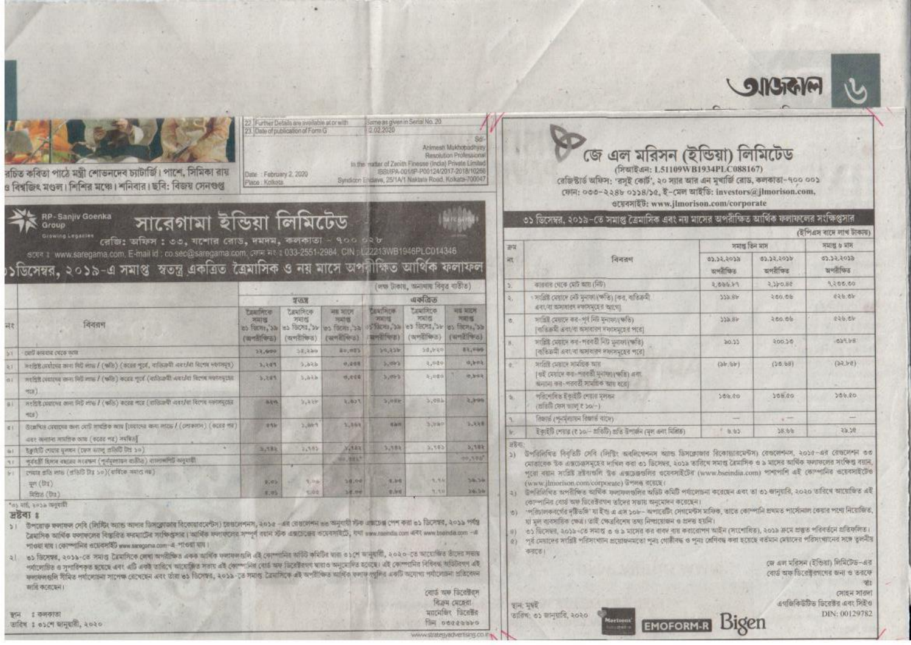রচিত কবিতা পাঠে মন্ত্রী শোভনদেব চ্যাটার্জি। পাশে, সিমিকা রায় ও বিশ্বজিৎ মণ্ডল। শিশির মঞ্চে। শনিবার। ছবি: বিজয় সেনগুপ্ত

| | | |
|---|---|---|
| 22 | Further Details are available at or with | Same as given in Serial No. 20 |
| 23 | Date of publication of Form G | 12.02.2020 |

Date : February 2, 2020
Place : Kolkata

Sd/-
Animesh Mukhopadhyay
Resolution Professional
In the matter of Zenith Finesse (India) Private Limited
IBBI/IPA-001/IP-P00124/2017-2018/10266
Syndicon Enclave, 25/1A/1 Naktala Road, Kolkata-700047

---

RP-Sanjiv Goenka Group
Growing Legacies

# সারেগামা ইন্ডিয়া লিমিটেড

রেজি: অফিস : ৩৩, যশোর রোড, দমদম, কলকাতা - ৭০০ ০২৮
ওয়েব : www.saregama.com, E-mail id : co.sec@saregama.com, ফোন নং : 033-2551-2984, CIN : L22213WB1946PLC014346

## ৩১ডিসেম্বর, ২০১৯-এ সমাপ্ত স্বতন্ত্র একত্রিত ত্রৈমাসিক ও নয় মাসে অপরীক্ষিত আর্থিক ফলাফল

(লক্ষ টাকায়, অন্যথায় বিবৃত ব্যতীত)

| নং | বিবরণ | স্বতন্ত্র | | | একত্রিত | | |
|---|---|---|---|---|---|---|---|
| | | ত্রৈমাসিক সমাপ্ত ৩১ ডিসেম্বর,'১৯ (অপরীক্ষিত) | ত্রৈমাসিক সমাপ্ত ৩১ ডিসেম্বর,'১৮ (অপরীক্ষিত) | নয় মাসে সমাপ্ত ৩১ ডিসেম্বর,'১৯ (অপরীক্ষিত) | ত্রৈমাসিক সমাপ্ত ৩১ ডিসেম্বর,'১৯ (অপরীক্ষিত) | ত্রৈমাসিক সমাপ্ত ৩১ ডিসেম্বর,'১৮ (অপরীক্ষিত) | নয় মাসে সমাপ্ত ৩১ ডিসেম্বর,'১৯ (অপরীক্ষিত) |
| ১ | মোট কারবার থেকে আয় | ১২,৬০০ | ১৫,২৯০ | ৪০,০৫১ | ১৩,২১৮ | ১৫,৮২০ | ৪২,৭০০ |
| ২ | সংশ্লিষ্ট মেয়াদের জন্য নিট লাভ / (ক্ষতি) (করের পূর্বে, ব্যতিক্রমী এবং/বা বিশেষ দফাসমূহ) | ১,২৫৭ | ১,৯২৬ | ৩,৫৫৫ | ১,৩৮১ | ২,০৫০ | ৩,৮৭৫ |
| ৩ | সংশ্লিষ্ট মেয়াদের জন্য নিট লাভ / (ক্ষতি) করের পূর্বে (ব্যতিক্রমী এবং/বা বিশেষ দফাসমূহের পরে) | ১,২৫৭ | ১,৯২৬ | ৩,৫৫৫ | ১,৩৮১ | ২,০৫০ | ৩,৮৭৫ |
| ৪ | সংশ্লিষ্ট মেয়াদের জন্য নিট লাভ / (ক্ষতি) করের পরে (ব্যতিক্রমী এবং/বা বিশেষ দফাসমূহের পরে) | ৯৫৭ | ১,২২৮ | ২,৬১৭ | ১,০৪৪ | ১,০৯১ | ২,৮০০ |
| ৫ | উল্লেখিত মেয়াদের জন্য মোট সামগ্রিক আয় [মেয়াদের জন্য লাভের / (লোকসান) (করের পর) এবং অন্যান্য সামগ্রিক আয় (করের পর) সমন্বিত] | ৫৭৮ | ১,৩৮৭ | ২,২৯৪ | ৫৯৩ | ১,২৯০ | ২,২২৪ |
| ৬ | ইকুইটি শেয়ার মূলধন (ফেস ভ্যালু প্রতিটি টাকা ১০) | ১,৭৪৩ | ১,৭৪৩ | ১,৭৪৩ | ১,৭৪৩ | ১,৭৪৩ | ১,৭৪৩ |
| ৭ | পূর্ববর্তী হিসাব বছরের সংরক্ষণ (পুনর্মূল্যায়ন ব্যতীত) ব্যালান্সশিট অনুযায়ী | | | | | | |
| ৮ | শেয়ার প্রতি লাভ (প্রতিটি টাকা ১০)(বার্ষিক সমাপ্ত নয়) | | | | | | |
| | মূল (টাকা) | ৫.০১ | ৭.০০ | ১৫.০০ | ৫.১৪ | ৭.২৬ | ১৬.১৬ |
| | মিশ্রিত (টাকা) | ৫.০১ | ৭.০০ | ১৫.০০ | ৫.১৪ | ৭.২৬ | ১৬.১৬ |

*৩১ মার্চ, ২০১৯ অনুযায়ী

**দ্রষ্টব্য :**

১। উপরোক্ত ফলাফল সেবি (লিস্টিং অ্যান্ড আদার ডিসক্লোজার রিকোয়ারমেন্টস) রেগুলেশনস, ২০১৫ -এর রেগুলেশন ৩৩ অনুযায়ী স্টক এক্সচেঞ্জে পেশ করা ৩১ ডিসেম্বর, ২০১৯ পর্যন্ত ত্রৈমাসিক আর্থিক ফলাফলের বিস্তারিত ফরম্যাটের সংক্ষিপ্তসার। আর্থিক ফলাফলের সম্পূর্ণ বয়ান স্টক এক্সচেঞ্জের ওয়েবসাইটে, যথা www.nseindia.com এবং www.bseindia.com -এ পাওয়া যাবে। কোম্পানির ওয়েবসাইট www.saregama.com -এ পাওয়া যাবে।

২। ৩১ ডিসেম্বর, ২০১৯-তে সমাপ্ত ত্রৈমাসিকে লেখা অপরীক্ষিত একক আর্থিক ফলাফলগুলি এই কোম্পানির অডিট কমিটির দ্বারা ৩১শে জানুয়ারি, ২০২০-তে আয়োজিত তাঁদের সভায় পর্যালোচিত ও সুপারিশকৃত হয়েছে এবং এটি একই তারিখে আয়োজিত সভায় এই কোম্পানির বোর্ড অফ ডিরেক্টরস দ্বারাও অনুমোদিত হয়েছে। এই কোম্পানির বিধিবদ্ধ অডিটরগণ এই ফলাফলগুলি সীমিত পর্যালোচনা সাপেক্ষ রেখেছেন এবং তাঁরা ৩১ ডিসেম্বর, ২০১৯-তে সমাপ্ত ত্রৈমাসিকে এই অপরীক্ষিত আর্থিক ফলাফলগুলির একটি অযোগ্য পর্যালোচনা প্রতিবেদন জারি করেছেন।

স্থান : কলকাতা
তারিখ : ৩১শে জানুয়ারি, ২০২০

বোর্ড অফ ডিরেক্টরস
বিক্রম মেহেরা
ম্যানেজিং ডিরেক্টর
ডিন ০৩৫৫৬৬৮০

---

# জে এল মরিসন (ইন্ডিয়া) লিমিটেড

(সিআইএন: L51109WB1934PLC088167)
রেজিস্টার্ড অফিস: 'রসুই কোর্ট', ২০ স্যার আর এন মুখার্জি রোড, কলকাতা-৭০০ ০০১
ফোন: ০৩৩-২২৪৮ ০১১৪/১৫, ই-মেল আইডি: investors@jlmorison.com,
ওয়েবসাইট: www.jlmorison.com/corporate

## ৩১ ডিসেম্বর, ২০১৯-তে সমাপ্ত ত্রৈমাসিক এবং নয় মাসের অপরীক্ষিত আর্থিক ফলাফলের সংক্ষিপ্তসার

(ইপিএস বাদে লাখ টাকায়)

| ক্রম নং | বিবরণ | সমাপ্ত তিন মাস | | সমাপ্ত ৯ মাস |
|---|---|---|---|---|
| | | ৩১.১২.২০১৯ অপরীক্ষিত | ৩১.১২.২০১৮ অপরীক্ষিত | ৩১.১২.২০১৯ অপরীক্ষিত |
| ১. | কারবার থেকে মোট আয় (নিট) | ২,৬৬৬.৮৭ | ২,১৮০.৪৫ | ৭,২৩৩.৩০ |
| ২. | সংশ্লিষ্ট মেয়াদে নিট মুনাফা/(ক্ষতি) [কর, ব্যতিক্রমী এবং/বা অসাধারণ দফাসমূহের আগে] | ১১১.৪৮ | ২৩০.৩৬ | ৪২৬.৩৮ |
| ৩. | সংশ্লিষ্ট মেয়াদে কর-পূর্ব নিট মুনাফা/(ক্ষতি) [ব্যতিক্রমী এবং/বা অসাধারণ দফাসমূহের পরে] | ১১১.৪৮ | ২৩০.৩৬ | ৪২৬.৩৮ |
| ৪. | সংশ্লিষ্ট মেয়াদে কর-পরবর্তী নিট মুনাফা/(ক্ষতি) [ব্যতিক্রমী এবং/বা অসাধারণ দফাসমূহের পরে] | ৯০.১১ | ২০০.১৩ | ৩১৭.৮৪ |
| ৫. | সংশ্লিষ্ট মেয়াদে সামগ্রিক আয় [ওই মেয়াদে কর-পরবর্তী মুনাফা/(ক্ষতি) এবং অন্যান্য কর-পরবর্তী সামগ্রিক আয় ধরে] | (৯৮.৬৮) | (১৩.৬৪) | (৯২.৮৫) |
| ৬. | পরিশোধিত ইকুইটি শেয়ার মূলধন (প্রতিটি ফেস ভ্যালু ₹ ১০/-) | ১৩৬.৫০ | ১৩৬.৫০ | ১৩৬.৫০ |
| ৭. | রিজার্ভ (পুনর্মূল্যায়ন রিজার্ভ বাদে) | — | — | — |
| ৮. | ইকুইটি শেয়ার (₹ ১০/- প্রতিটি) প্রতি উপার্জন (মূল এবং মিশ্রিত) | ৬.৬১ | ১৪.৬৬ | ২৩.২৮ |

দ্রষ্টব্য:

১) উপরিলিখিত বিবৃতিটি সেবি (লিস্টিং অবলিগেশনস অ্যান্ড ডিসক্লোজার রিকোয়্যারমেন্টস) রেগুলেশনস, ২০১৫-এর রেগুলেশন ৩৩ মোতাবেক উক্ত এক্সচেঞ্জসমূহের দাখিল করা ৩১ ডিসেম্বর, ২০১৯ তারিখে সমাপ্ত ত্রৈমাসিক ও ৯ মাসের আর্থিক ফলাফলের সংক্ষিপ্ত বয়ান, পুরো বয়ান সংশ্লিষ্ট স্টকএক্সচেঞ্জ উক্ত এক্সচেঞ্জগুলির ওয়েবসাইটে (www.bseindia.com) পাশাপাশি এই কোম্পানির ওয়েবসাইটেও (www.jlmorison.com/corporate) উপলব্ধ রয়েছে।

২) উপরিলিখিত অপরীক্ষিত আর্থিক ফলাফলগুলির অডিট কমিটি পর্যালোচনা করেছেন এবং তা ৩১ জানুয়ারি, ২০২০ তারিখে আয়োজিত এই কোম্পানির বোর্ড অফ ডিরেক্টরগণ তাঁদের সভায় অনুমোদন করেছেন।

৩) 'পরিচালকবর্গের দৃষ্টিভঙ্গি' যা ইন্ড এ এস ১০৮- অপারেটিং সেগমেন্টস মাফিক, তাতে কোম্পানি প্রথমত পার্সোনাল কেয়ার পণ্যে নিয়োজিত, যা মূল ব্যবসায়িক ক্ষেত্র। তাই ক্ষেত্রবিশেষ তথ্য নিষ্প্রয়োজন ও প্রদত্ত হয়নি।

৪) ৩১ ডিসেম্বর, ২০১৯-তে সমাপ্ত ৩ ও ৯ মাসের কর বাবদ ব্যয় কার্যোপণ আইন (সংশোধিত), ২০১৯ ক্রমে প্রস্তুত পরিবর্তন প্রতিফলিত।

৫) পূর্ব মেয়াদের সংশ্লিষ্ট পরিসংখ্যান প্রয়োজনমতো পুনঃ গোষ্ঠীবদ্ধ ও পুনঃ শ্রেণিবদ্ধ করা হয়েছে বর্তমান মেয়াদের পরিসংখ্যানের সঙ্গে তুলনীয় করতে।

জে এল মরিসন (ইন্ডিয়া) লিমিটেড-এর
বোর্ড অফ ডিরেক্টরগণের জন্য ও তরফে
স্বাঃ
সোহন সারদা
এগজিকিউটিভ ডিরেক্টর এবং সিইও
DIN: 00129782

স্থান: মুম্বই
তারিখ: ৩১ জানুয়ারি, ২০২০

Morisons EMOFORM-R Bigen